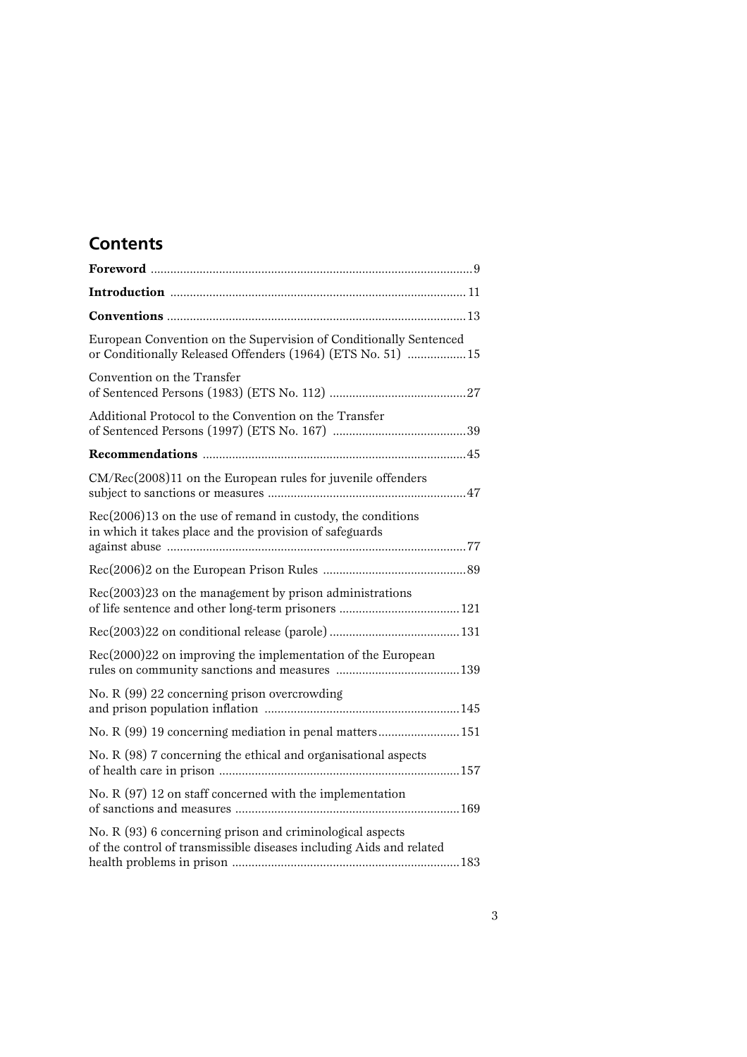## Contents

**Foreword** ... 9

**Introduction** ... 11

**Conventions** ... 13

European Convention on the Supervision of Conditionally Sentenced or Conditionally Released Offenders (1964) (ETS No. 51) ... 15

Convention on the Transfer of Sentenced Persons (1983) (ETS No. 112) ... 27

Additional Protocol to the Convention on the Transfer of Sentenced Persons (1997) (ETS No. 167) ... 39

**Recommendations** ... 45

CM/Rec(2008)11 on the European rules for juvenile offenders subject to sanctions or measures ... 47

Rec(2006)13 on the use of remand in custody, the conditions in which it takes place and the provision of safeguards against abuse ... 77

Rec(2006)2 on the European Prison Rules ... 89

Rec(2003)23 on the management by prison administrations of life sentence and other long-term prisoners ... 121

Rec(2003)22 on conditional release (parole) ... 131

Rec(2000)22 on improving the implementation of the European rules on community sanctions and measures ... 139

No. R (99) 22 concerning prison overcrowding and prison population inflation ... 145

No. R (99) 19 concerning mediation in penal matters ... 151

No. R (98) 7 concerning the ethical and organisational aspects of health care in prison ... 157

No. R (97) 12 on staff concerned with the implementation of sanctions and measures ... 169

No. R (93) 6 concerning prison and criminological aspects of the control of transmissible diseases including Aids and related health problems in prison ... 183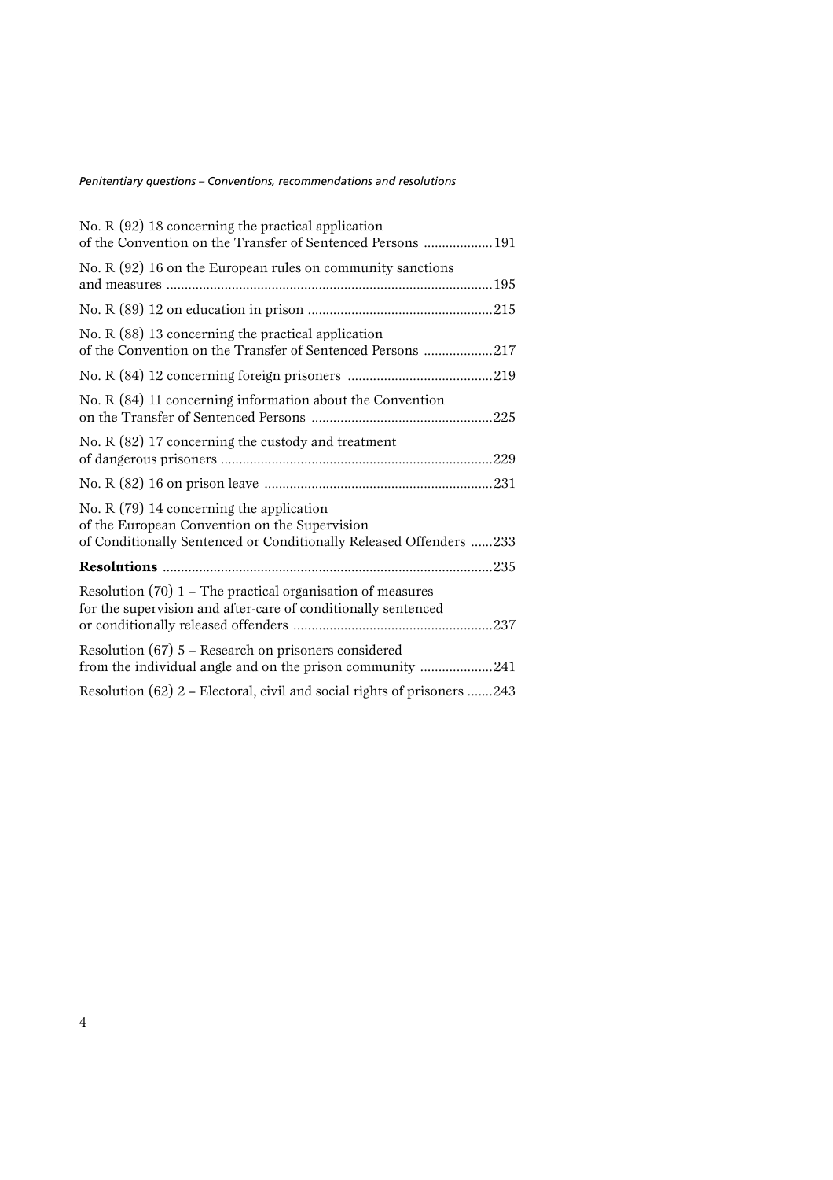No. R (92) 18 concerning the practical application of the Convention on the Transfer of Sentenced Persons ...................191

No. R (92) 16 on the European rules on community sanctions and measures .........................................................................................195

No. R (89) 12 on education in prison ...................................................215

No. R (88) 13 concerning the practical application of the Convention on the Transfer of Sentenced Persons ...................217

No. R (84) 12 concerning foreign prisoners ........................................219

No. R (84) 11 concerning information about the Convention on the Transfer of Sentenced Persons ..................................................225

No. R (82) 17 concerning the custody and treatment of dangerous prisoners ..........................................................................229

No. R (82) 16 on prison leave ..............................................................231

No. R (79) 14 concerning the application of the European Convention on the Supervision of Conditionally Sentenced or Conditionally Released Offenders ......233

**Resolutions** ..........................................................................................235

Resolution (70) 1 – The practical organisation of measures for the supervision and after-care of conditionally sentenced or conditionally released offenders .......................................................237

Resolution (67) 5 – Research on prisoners considered from the individual angle and on the prison community ....................241

Resolution (62) 2 – Electoral, civil and social rights of prisoners .......243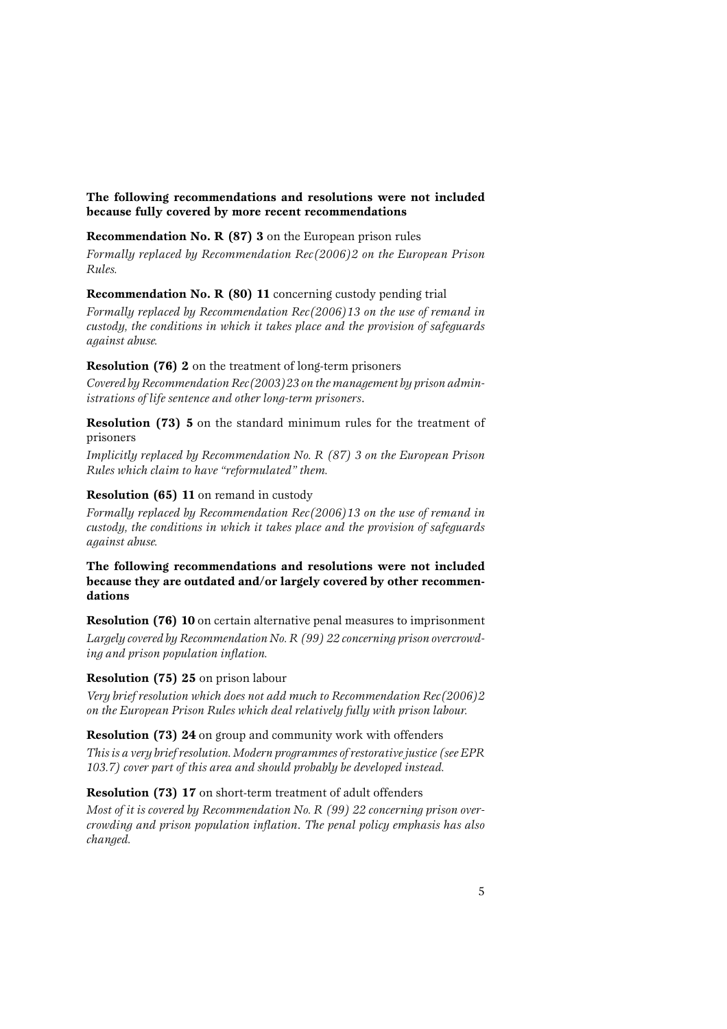**The following recommendations and resolutions were not included because fully covered by more recent recommendations**

**Recommendation No. R (87) 3** on the European prison rules

*Formally replaced by Recommendation Rec(2006)2 on the European Prison Rules.*

**Recommendation No. R (80) 11** concerning custody pending trial

*Formally replaced by Recommendation Rec(2006)13 on the use of remand in custody, the conditions in which it takes place and the provision of safeguards against abuse.*

**Resolution (76) 2** on the treatment of long-term prisoners

*Covered by Recommendation Rec(2003)23 on the management by prison administrations of life sentence and other long-term prisoners.*

**Resolution (73) 5** on the standard minimum rules for the treatment of prisoners

*Implicitly replaced by Recommendation No. R (87) 3 on the European Prison Rules which claim to have "reformulated" them.*

**Resolution (65) 11** on remand in custody

*Formally replaced by Recommendation Rec(2006)13 on the use of remand in custody, the conditions in which it takes place and the provision of safeguards against abuse.*

**The following recommendations and resolutions were not included because they are outdated and/or largely covered by other recommendations**

**Resolution (76) 10** on certain alternative penal measures to imprisonment

*Largely covered by Recommendation No. R (99) 22 concerning prison overcrowding and prison population inflation.*

**Resolution (75) 25** on prison labour

*Very brief resolution which does not add much to Recommendation Rec(2006)2 on the European Prison Rules which deal relatively fully with prison labour.*

**Resolution (73) 24** on group and community work with offenders

*This is a very brief resolution. Modern programmes of restorative justice (see EPR 103.7) cover part of this area and should probably be developed instead.*

**Resolution (73) 17** on short-term treatment of adult offenders

*Most of it is covered by Recommendation No. R (99) 22 concerning prison overcrowding and prison population inflation. The penal policy emphasis has also changed.*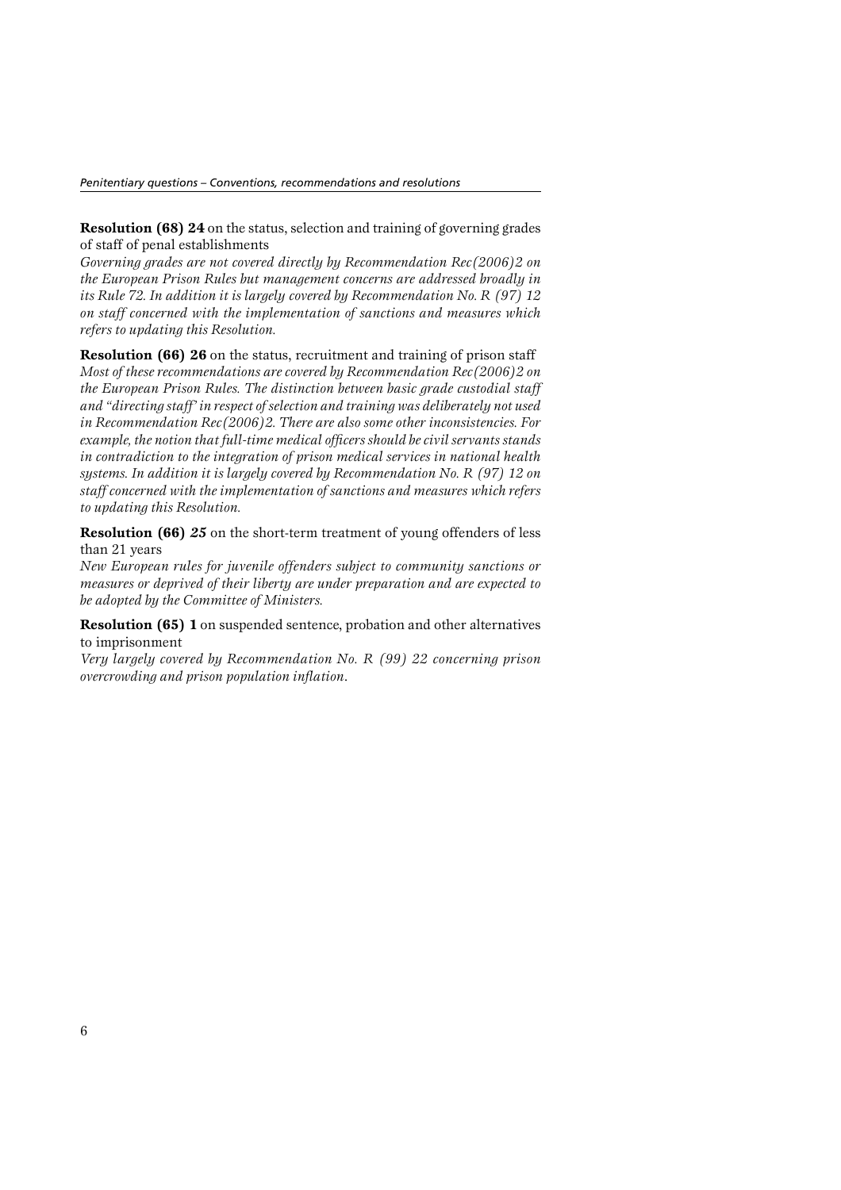**Resolution (68) 24** on the status, selection and training of governing grades of staff of penal establishments

*Governing grades are not covered directly by Recommendation Rec(2006)2 on the European Prison Rules but management concerns are addressed broadly in its Rule 72. In addition it is largely covered by Recommendation No. R (97) 12 on staff concerned with the implementation of sanctions and measures which refers to updating this Resolution.*

**Resolution (66) 26** on the status, recruitment and training of prison staff

*Most of these recommendations are covered by Recommendation Rec(2006)2 on the European Prison Rules. The distinction between basic grade custodial staff and "directing staff" in respect of selection and training was deliberately not used in Recommendation Rec(2006)2. There are also some other inconsistencies. For example, the notion that full-time medical officers should be civil servants stands in contradiction to the integration of prison medical services in national health systems. In addition it is largely covered by Recommendation No. R (97) 12 on staff concerned with the implementation of sanctions and measures which refers to updating this Resolution.*

**Resolution (66) *25*** on the short-term treatment of young offenders of less than 21 years

*New European rules for juvenile offenders subject to community sanctions or measures or deprived of their liberty are under preparation and are expected to be adopted by the Committee of Ministers.*

**Resolution (65) 1** on suspended sentence, probation and other alternatives to imprisonment

*Very largely covered by Recommendation No. R (99) 22 concerning prison overcrowding and prison population inflation.*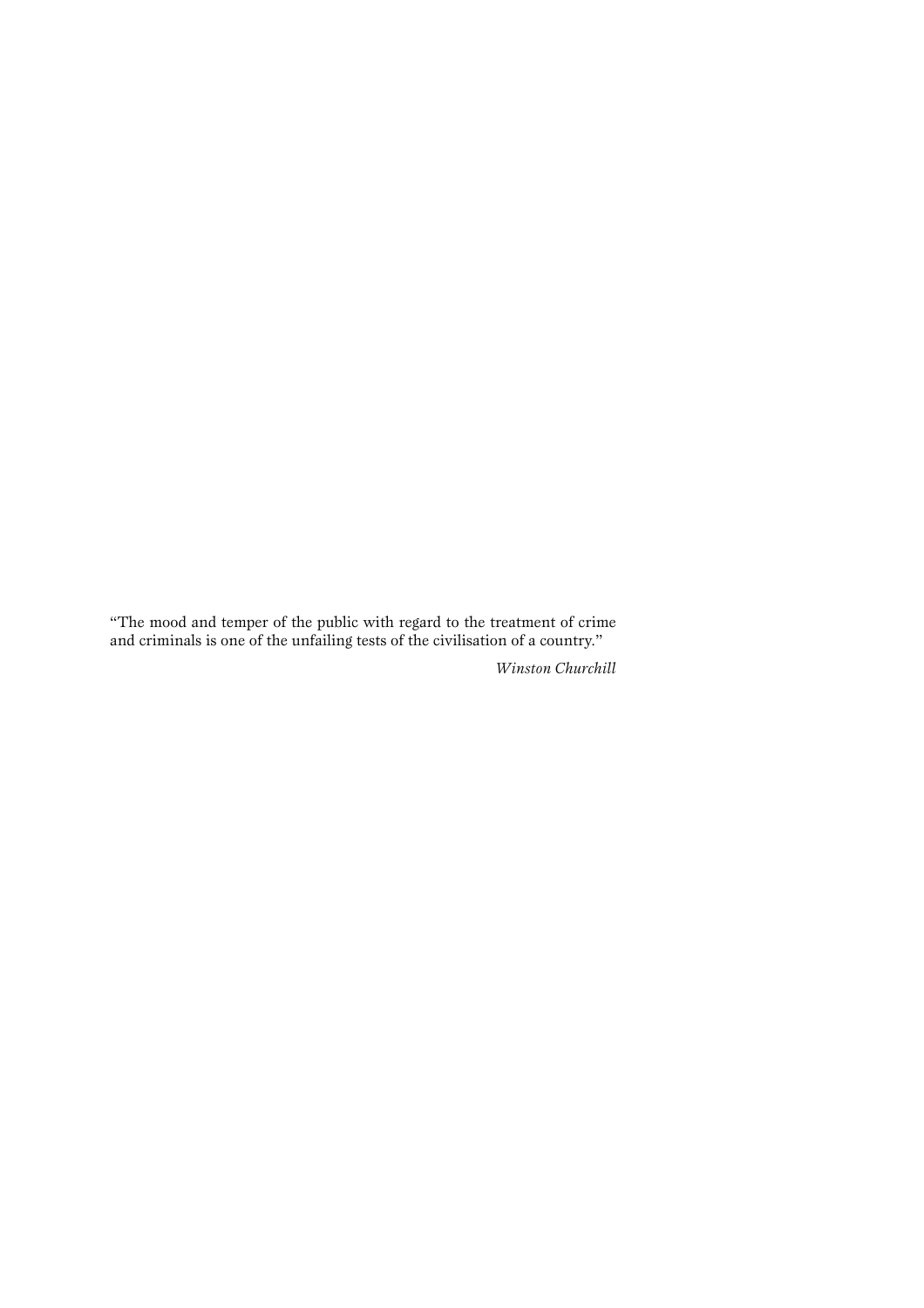"The mood and temper of the public with regard to the treatment of crime and criminals is one of the unfailing tests of the civilisation of a country."

*Winston Churchill*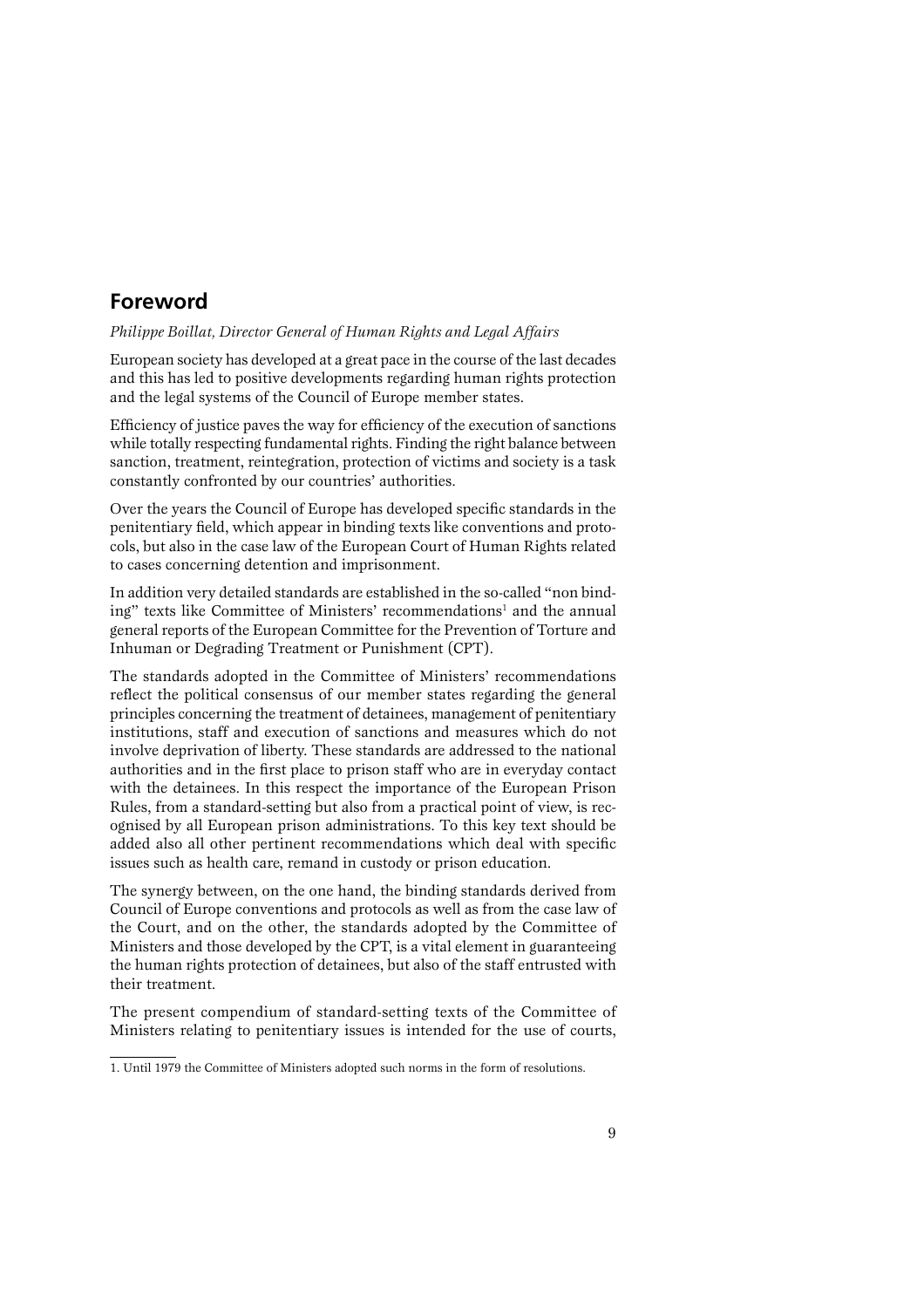## Foreword

*Philippe Boillat, Director General of Human Rights and Legal Affairs*

European society has developed at a great pace in the course of the last decades and this has led to positive developments regarding human rights protection and the legal systems of the Council of Europe member states.

Efficiency of justice paves the way for efficiency of the execution of sanctions while totally respecting fundamental rights. Finding the right balance between sanction, treatment, reintegration, protection of victims and society is a task constantly confronted by our countries' authorities.

Over the years the Council of Europe has developed specific standards in the penitentiary field, which appear in binding texts like conventions and protocols, but also in the case law of the European Court of Human Rights related to cases concerning detention and imprisonment.

In addition very detailed standards are established in the so-called "non binding" texts like Committee of Ministers' recommendations[1] and the annual general reports of the European Committee for the Prevention of Torture and Inhuman or Degrading Treatment or Punishment (CPT).

The standards adopted in the Committee of Ministers' recommendations reflect the political consensus of our member states regarding the general principles concerning the treatment of detainees, management of penitentiary institutions, staff and execution of sanctions and measures which do not involve deprivation of liberty. These standards are addressed to the national authorities and in the first place to prison staff who are in everyday contact with the detainees. In this respect the importance of the European Prison Rules, from a standard-setting but also from a practical point of view, is recognised by all European prison administrations. To this key text should be added also all other pertinent recommendations which deal with specific issues such as health care, remand in custody or prison education.

The synergy between, on the one hand, the binding standards derived from Council of Europe conventions and protocols as well as from the case law of the Court, and on the other, the standards adopted by the Committee of Ministers and those developed by the CPT, is a vital element in guaranteeing the human rights protection of detainees, but also of the staff entrusted with their treatment.

The present compendium of standard-setting texts of the Committee of Ministers relating to penitentiary issues is intended for the use of courts,

---

1. Until 1979 the Committee of Ministers adopted such norms in the form of resolutions.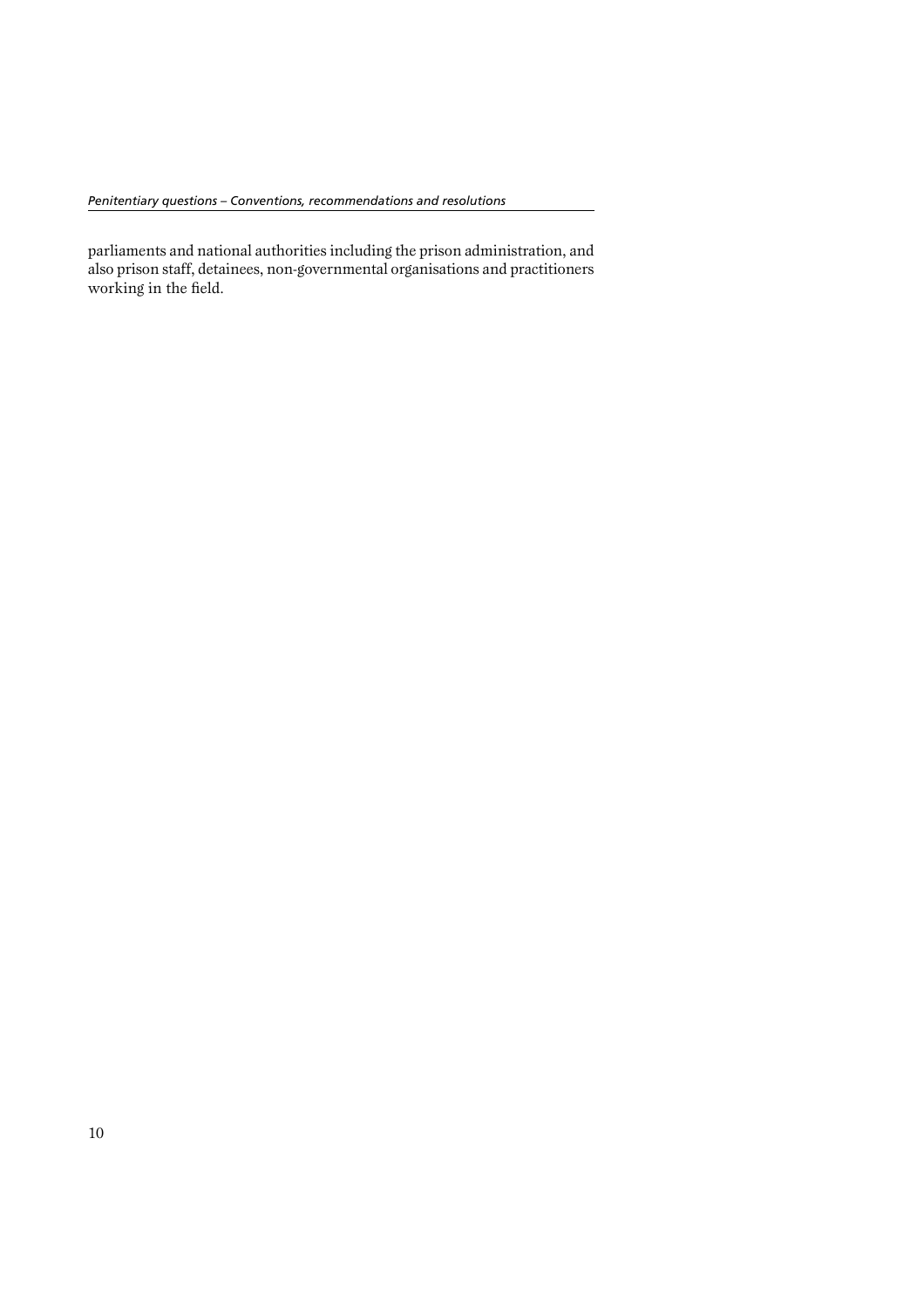parliaments and national authorities including the prison administration, and also prison staff, detainees, non-governmental organisations and practitioners working in the field.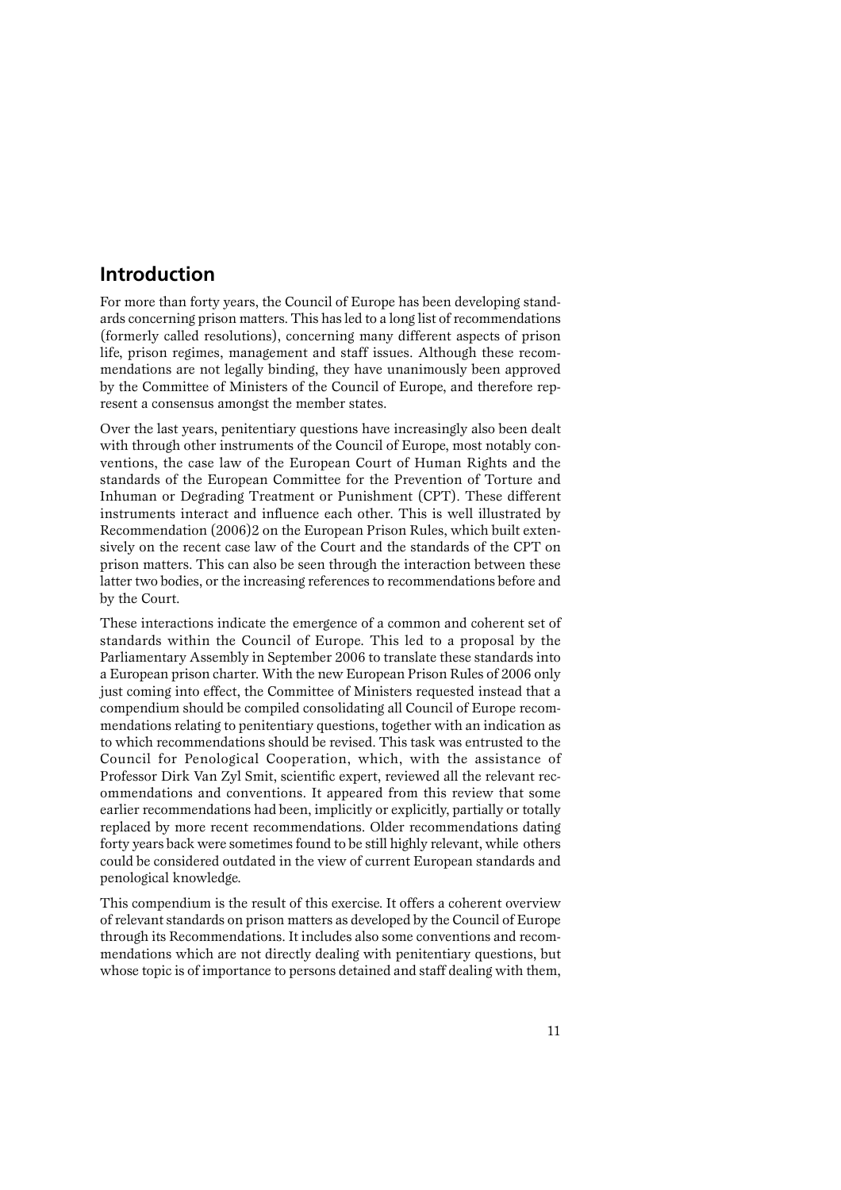## Introduction

For more than forty years, the Council of Europe has been developing standards concerning prison matters. This has led to a long list of recommendations (formerly called resolutions), concerning many different aspects of prison life, prison regimes, management and staff issues. Although these recommendations are not legally binding, they have unanimously been approved by the Committee of Ministers of the Council of Europe, and therefore represent a consensus amongst the member states.

Over the last years, penitentiary questions have increasingly also been dealt with through other instruments of the Council of Europe, most notably conventions, the case law of the European Court of Human Rights and the standards of the European Committee for the Prevention of Torture and Inhuman or Degrading Treatment or Punishment (CPT). These different instruments interact and influence each other. This is well illustrated by Recommendation (2006)2 on the European Prison Rules, which built extensively on the recent case law of the Court and the standards of the CPT on prison matters. This can also be seen through the interaction between these latter two bodies, or the increasing references to recommendations before and by the Court.

These interactions indicate the emergence of a common and coherent set of standards within the Council of Europe. This led to a proposal by the Parliamentary Assembly in September 2006 to translate these standards into a European prison charter. With the new European Prison Rules of 2006 only just coming into effect, the Committee of Ministers requested instead that a compendium should be compiled consolidating all Council of Europe recommendations relating to penitentiary questions, together with an indication as to which recommendations should be revised. This task was entrusted to the Council for Penological Cooperation, which, with the assistance of Professor Dirk Van Zyl Smit, scientific expert, reviewed all the relevant recommendations and conventions. It appeared from this review that some earlier recommendations had been, implicitly or explicitly, partially or totally replaced by more recent recommendations. Older recommendations dating forty years back were sometimes found to be still highly relevant, while others could be considered outdated in the view of current European standards and penological knowledge.

This compendium is the result of this exercise. It offers a coherent overview of relevant standards on prison matters as developed by the Council of Europe through its Recommendations. It includes also some conventions and recommendations which are not directly dealing with penitentiary questions, but whose topic is of importance to persons detained and staff dealing with them,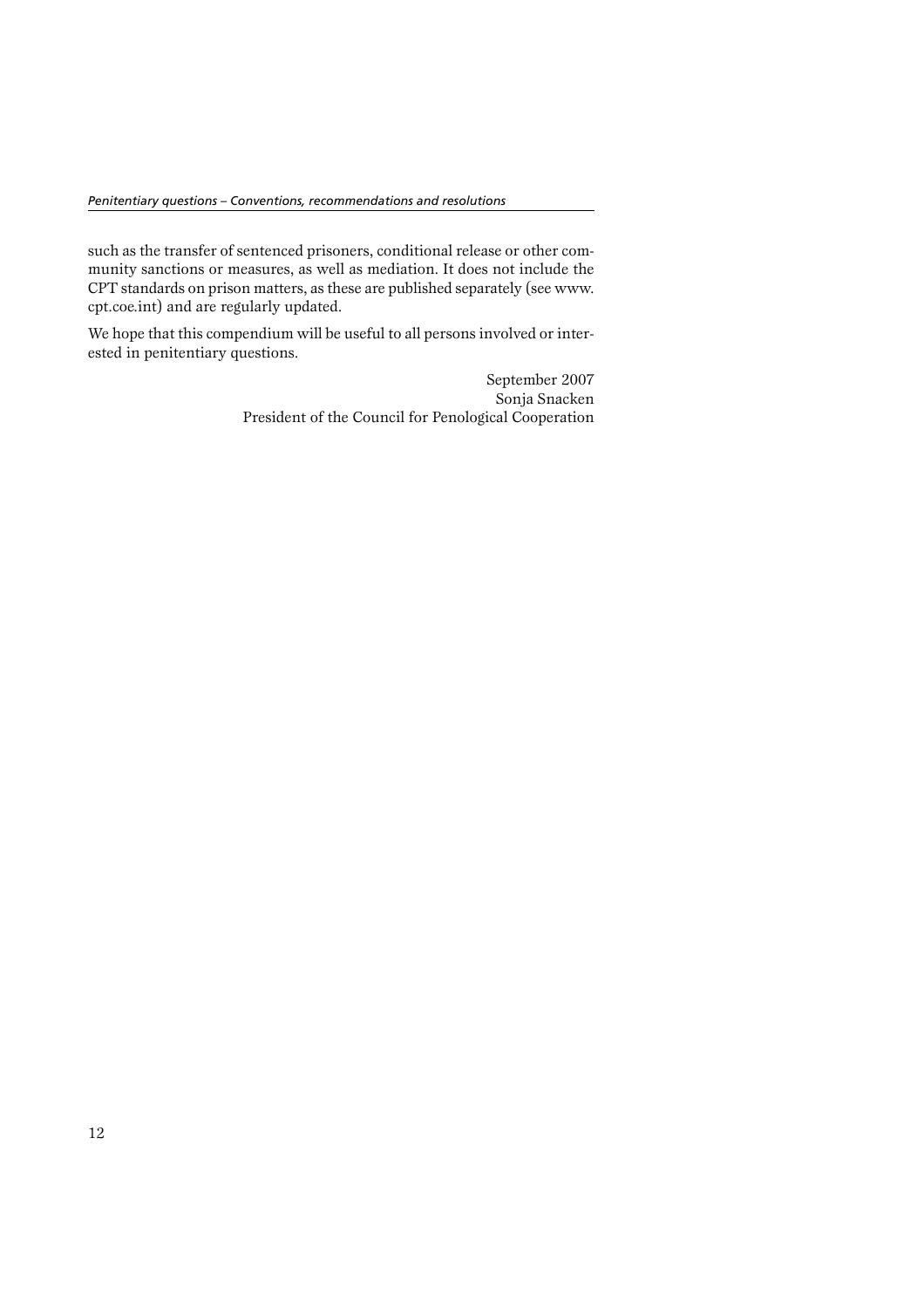such as the transfer of sentenced prisoners, conditional release or other community sanctions or measures, as well as mediation. It does not include the CPT standards on prison matters, as these are published separately (see www.cpt.coe.int) and are regularly updated.

We hope that this compendium will be useful to all persons involved or interested in penitentiary questions.

September 2007
Sonja Snacken
President of the Council for Penological Cooperation